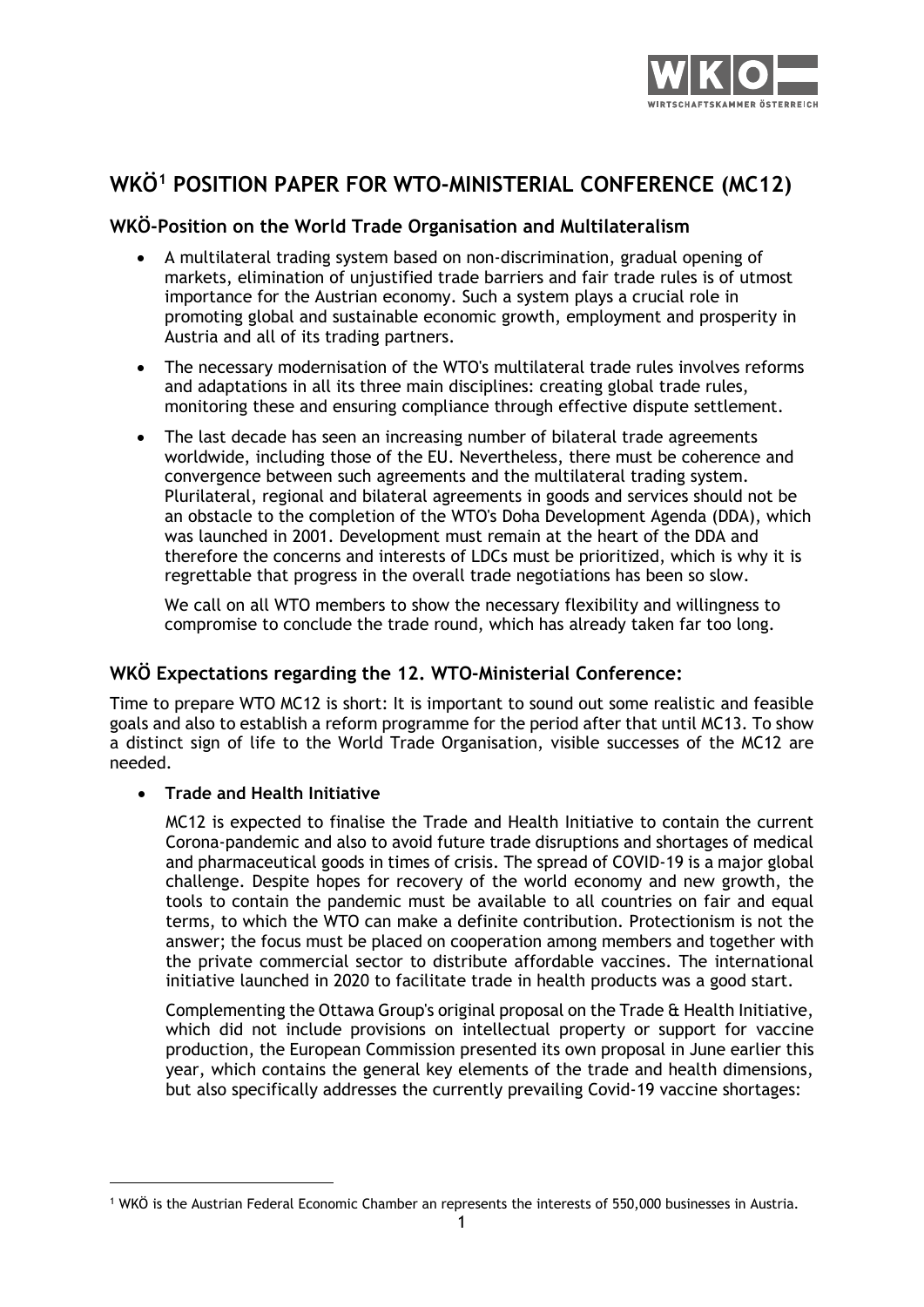# WKÖ[1] POSITION PAPER FOR WTO-MINISTERIAL CONFERENCE (MC12)

## WKÖ-Position on the World Trade Organisation and Multilateralism

- A multilateral trading system based on non-discrimination, gradual opening of markets, elimination of unjustified trade barriers and fair trade rules is of utmost importance for the Austrian economy. Such a system plays a crucial role in promoting global and sustainable economic growth, employment and prosperity in Austria and all of its trading partners.
- The necessary modernisation of the WTO's multilateral trade rules involves reforms and adaptations in all its three main disciplines: creating global trade rules, monitoring these and ensuring compliance through effective dispute settlement.
- The last decade has seen an increasing number of bilateral trade agreements worldwide, including those of the EU. Nevertheless, there must be coherence and convergence between such agreements and the multilateral trading system. Plurilateral, regional and bilateral agreements in goods and services should not be an obstacle to the completion of the WTO's Doha Development Agenda (DDA), which was launched in 2001. Development must remain at the heart of the DDA and therefore the concerns and interests of LDCs must be prioritized, which is why it is regrettable that progress in the overall trade negotiations has been so slow.

  We call on all WTO members to show the necessary flexibility and willingness to compromise to conclude the trade round, which has already taken far too long.

## WKÖ Expectations regarding the 12. WTO-Ministerial Conference:

Time to prepare WTO MC12 is short: It is important to sound out some realistic and feasible goals and also to establish a reform programme for the period after that until MC13. To show a distinct sign of life to the World Trade Organisation, visible successes of the MC12 are needed.

- **Trade and Health Initiative**

  MC12 is expected to finalise the Trade and Health Initiative to contain the current Corona-pandemic and also to avoid future trade disruptions and shortages of medical and pharmaceutical goods in times of crisis. The spread of COVID-19 is a major global challenge. Despite hopes for recovery of the world economy and new growth, the tools to contain the pandemic must be available to all countries on fair and equal terms, to which the WTO can make a definite contribution. Protectionism is not the answer; the focus must be placed on cooperation among members and together with the private commercial sector to distribute affordable vaccines. The international initiative launched in 2020 to facilitate trade in health products was a good start.

  Complementing the Ottawa Group's original proposal on the Trade & Health Initiative, which did not include provisions on intellectual property or support for vaccine production, the European Commission presented its own proposal in June earlier this year, which contains the general key elements of the trade and health dimensions, but also specifically addresses the currently prevailing Covid-19 vaccine shortages:

---

[1] WKÖ is the Austrian Federal Economic Chamber an represents the interests of 550,000 businesses in Austria.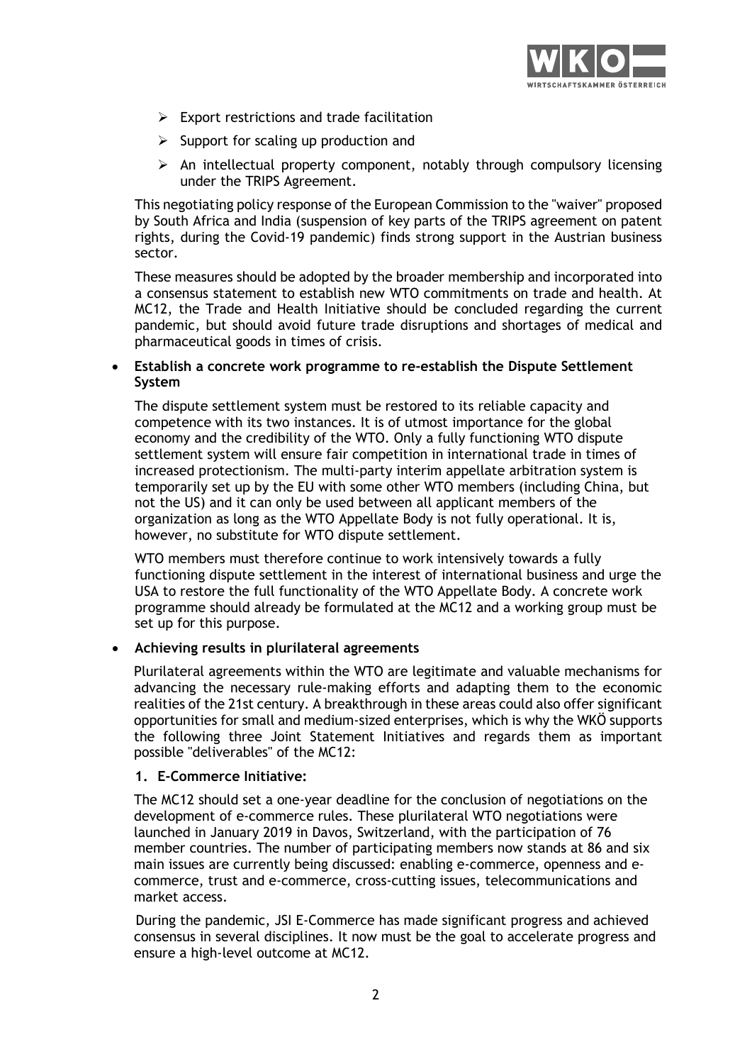- Export restrictions and trade facilitation
- Support for scaling up production and
- An intellectual property component, notably through compulsory licensing under the TRIPS Agreement.

This negotiating policy response of the European Commission to the "waiver" proposed by South Africa and India (suspension of key parts of the TRIPS agreement on patent rights, during the Covid-19 pandemic) finds strong support in the Austrian business sector.

These measures should be adopted by the broader membership and incorporated into a consensus statement to establish new WTO commitments on trade and health. At MC12, the Trade and Health Initiative should be concluded regarding the current pandemic, but should avoid future trade disruptions and shortages of medical and pharmaceutical goods in times of crisis.

- **Establish a concrete work programme to re-establish the Dispute Settlement System**

  The dispute settlement system must be restored to its reliable capacity and competence with its two instances. It is of utmost importance for the global economy and the credibility of the WTO. Only a fully functioning WTO dispute settlement system will ensure fair competition in international trade in times of increased protectionism. The multi-party interim appellate arbitration system is temporarily set up by the EU with some other WTO members (including China, but not the US) and it can only be used between all applicant members of the organization as long as the WTO Appellate Body is not fully operational. It is, however, no substitute for WTO dispute settlement.

  WTO members must therefore continue to work intensively towards a fully functioning dispute settlement in the interest of international business and urge the USA to restore the full functionality of the WTO Appellate Body. A concrete work programme should already be formulated at the MC12 and a working group must be set up for this purpose.

- **Achieving results in plurilateral agreements**

  Plurilateral agreements within the WTO are legitimate and valuable mechanisms for advancing the necessary rule-making efforts and adapting them to the economic realities of the 21st century. A breakthrough in these areas could also offer significant opportunities for small and medium-sized enterprises, which is why the WKÖ supports the following three Joint Statement Initiatives and regards them as important possible "deliverables" of the MC12:

  **1. E-Commerce Initiative:**

  The MC12 should set a one-year deadline for the conclusion of negotiations on the development of e-commerce rules. These plurilateral WTO negotiations were launched in January 2019 in Davos, Switzerland, with the participation of 76 member countries. The number of participating members now stands at 86 and six main issues are currently being discussed: enabling e-commerce, openness and e-commerce, trust and e-commerce, cross-cutting issues, telecommunications and market access.

  During the pandemic, JSI E-Commerce has made significant progress and achieved consensus in several disciplines. It now must be the goal to accelerate progress and ensure a high-level outcome at MC12.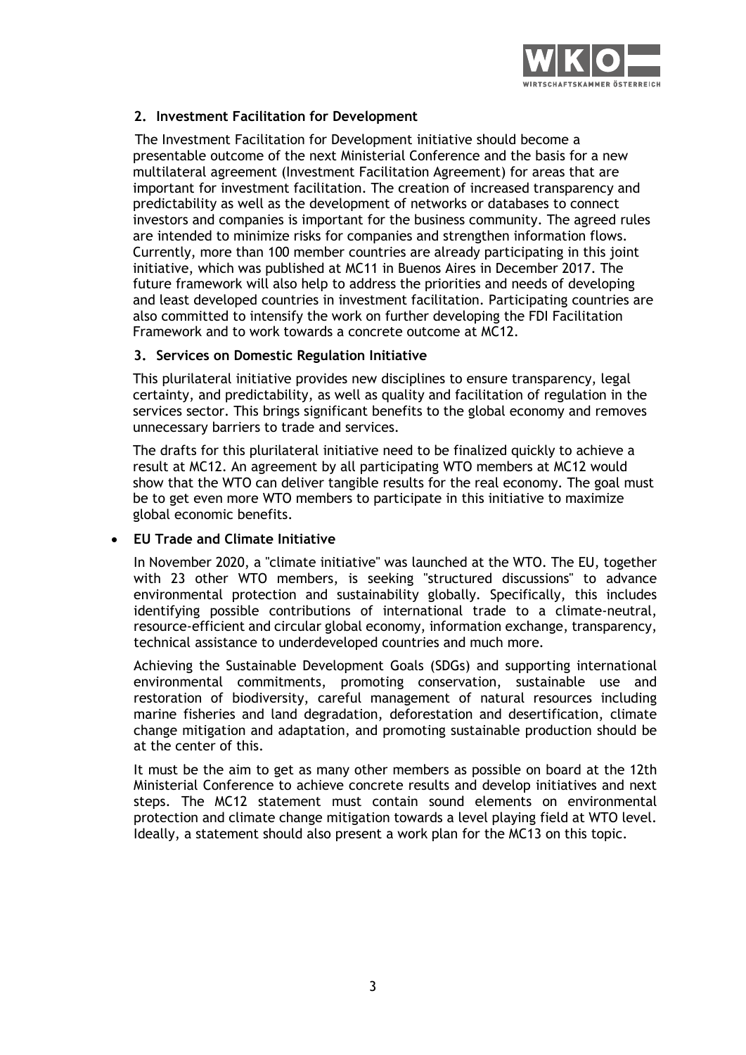**2. Investment Facilitation for Development**

The Investment Facilitation for Development initiative should become a presentable outcome of the next Ministerial Conference and the basis for a new multilateral agreement (Investment Facilitation Agreement) for areas that are important for investment facilitation. The creation of increased transparency and predictability as well as the development of networks or databases to connect investors and companies is important for the business community. The agreed rules are intended to minimize risks for companies and strengthen information flows. Currently, more than 100 member countries are already participating in this joint initiative, which was published at MC11 in Buenos Aires in December 2017. The future framework will also help to address the priorities and needs of developing and least developed countries in investment facilitation. Participating countries are also committed to intensify the work on further developing the FDI Facilitation Framework and to work towards a concrete outcome at MC12.

**3. Services on Domestic Regulation Initiative**

This plurilateral initiative provides new disciplines to ensure transparency, legal certainty, and predictability, as well as quality and facilitation of regulation in the services sector. This brings significant benefits to the global economy and removes unnecessary barriers to trade and services.

The drafts for this plurilateral initiative need to be finalized quickly to achieve a result at MC12. An agreement by all participating WTO members at MC12 would show that the WTO can deliver tangible results for the real economy. The goal must be to get even more WTO members to participate in this initiative to maximize global economic benefits.

- **EU Trade and Climate Initiative**

In November 2020, a "climate initiative" was launched at the WTO. The EU, together with 23 other WTO members, is seeking "structured discussions" to advance environmental protection and sustainability globally. Specifically, this includes identifying possible contributions of international trade to a climate-neutral, resource-efficient and circular global economy, information exchange, transparency, technical assistance to underdeveloped countries and much more.

Achieving the Sustainable Development Goals (SDGs) and supporting international environmental commitments, promoting conservation, sustainable use and restoration of biodiversity, careful management of natural resources including marine fisheries and land degradation, deforestation and desertification, climate change mitigation and adaptation, and promoting sustainable production should be at the center of this.

It must be the aim to get as many other members as possible on board at the 12th Ministerial Conference to achieve concrete results and develop initiatives and next steps. The MC12 statement must contain sound elements on environmental protection and climate change mitigation towards a level playing field at WTO level. Ideally, a statement should also present a work plan for the MC13 on this topic.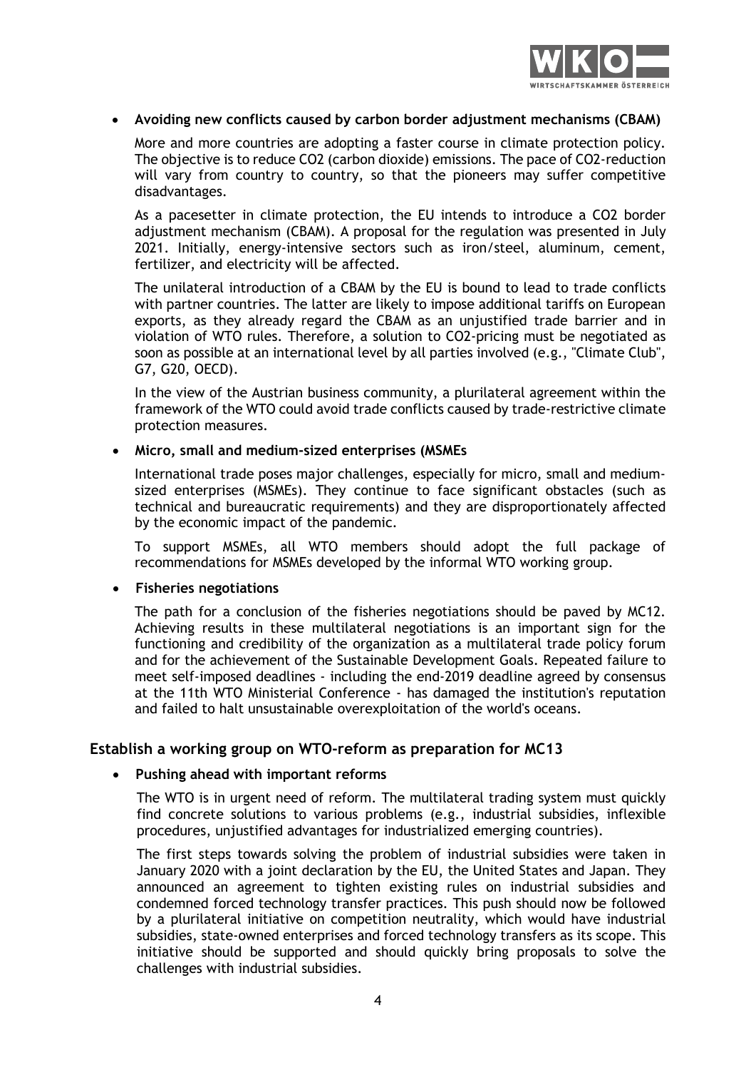- **Avoiding new conflicts caused by carbon border adjustment mechanisms (CBAM)**

  More and more countries are adopting a faster course in climate protection policy. The objective is to reduce $CO_2$ (carbon dioxide) emissions. The pace of $CO_2$-reduction will vary from country to country, so that the pioneers may suffer competitive disadvantages.

  As a pacesetter in climate protection, the EU intends to introduce a $CO_2$ border adjustment mechanism (CBAM). A proposal for the regulation was presented in July 2021. Initially, energy-intensive sectors such as iron/steel, aluminum, cement, fertilizer, and electricity will be affected.

  The unilateral introduction of a CBAM by the EU is bound to lead to trade conflicts with partner countries. The latter are likely to impose additional tariffs on European exports, as they already regard the CBAM as an unjustified trade barrier and in violation of WTO rules. Therefore, a solution to $CO_2$-pricing must be negotiated as soon as possible at an international level by all parties involved (e.g., "Climate Club", G7, G20, OECD).

  In the view of the Austrian business community, a plurilateral agreement within the framework of the WTO could avoid trade conflicts caused by trade-restrictive climate protection measures.

- **Micro, small and medium-sized enterprises (MSMEs**

  International trade poses major challenges, especially for micro, small and medium-sized enterprises (MSMEs). They continue to face significant obstacles (such as technical and bureaucratic requirements) and they are disproportionately affected by the economic impact of the pandemic.

  To support MSMEs, all WTO members should adopt the full package of recommendations for MSMEs developed by the informal WTO working group.

- **Fisheries negotiations**

  The path for a conclusion of the fisheries negotiations should be paved by MC12. Achieving results in these multilateral negotiations is an important sign for the functioning and credibility of the organization as a multilateral trade policy forum and for the achievement of the Sustainable Development Goals. Repeated failure to meet self-imposed deadlines - including the end-2019 deadline agreed by consensus at the 11th WTO Ministerial Conference - has damaged the institution's reputation and failed to halt unsustainable overexploitation of the world's oceans.

## Establish a working group on WTO-reform as preparation for MC13

- **Pushing ahead with important reforms**

  The WTO is in urgent need of reform. The multilateral trading system must quickly find concrete solutions to various problems (e.g., industrial subsidies, inflexible procedures, unjustified advantages for industrialized emerging countries).

  The first steps towards solving the problem of industrial subsidies were taken in January 2020 with a joint declaration by the EU, the United States and Japan. They announced an agreement to tighten existing rules on industrial subsidies and condemned forced technology transfer practices. This push should now be followed by a plurilateral initiative on competition neutrality, which would have industrial subsidies, state-owned enterprises and forced technology transfers as its scope. This initiative should be supported and should quickly bring proposals to solve the challenges with industrial subsidies.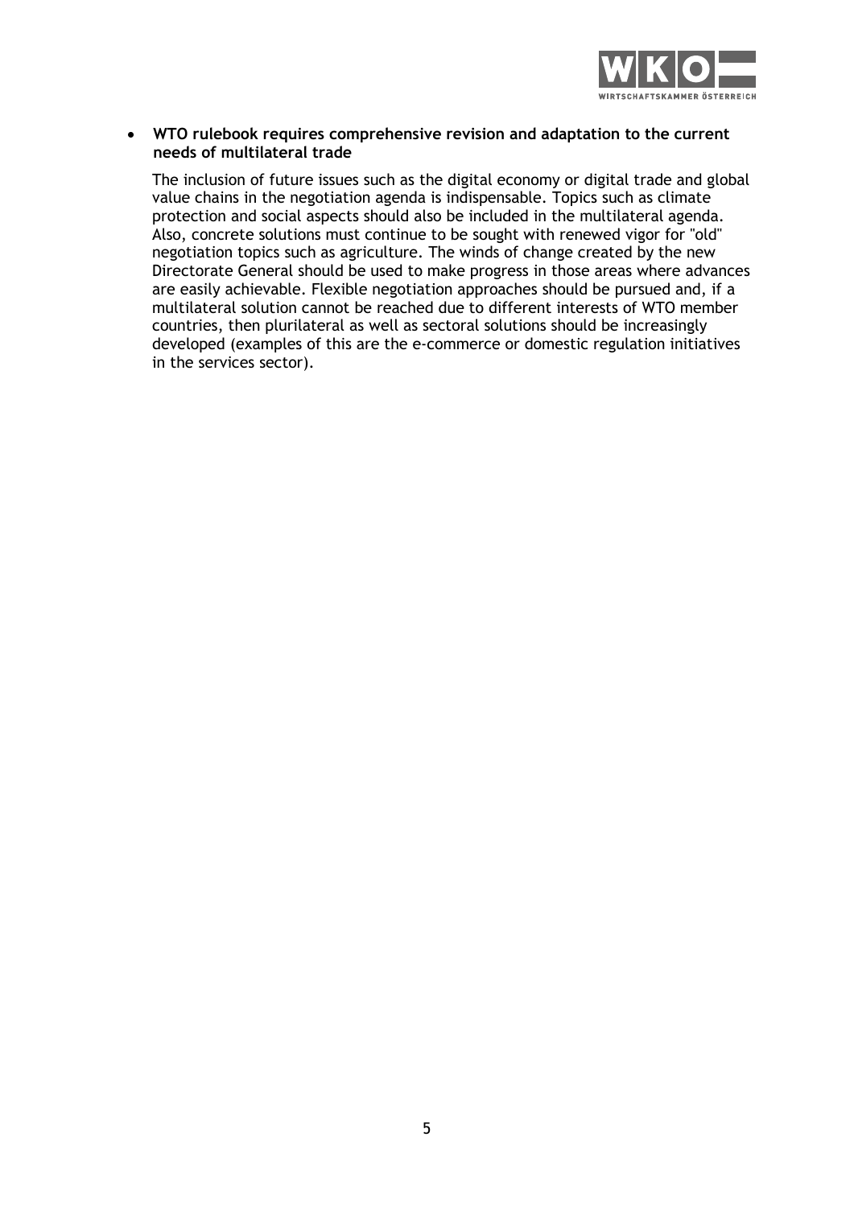- **WTO rulebook requires comprehensive revision and adaptation to the current needs of multilateral trade**

  The inclusion of future issues such as the digital economy or digital trade and global value chains in the negotiation agenda is indispensable. Topics such as climate protection and social aspects should also be included in the multilateral agenda. Also, concrete solutions must continue to be sought with renewed vigor for "old" negotiation topics such as agriculture. The winds of change created by the new Directorate General should be used to make progress in those areas where advances are easily achievable. Flexible negotiation approaches should be pursued and, if a multilateral solution cannot be reached due to different interests of WTO member countries, then plurilateral as well as sectoral solutions should be increasingly developed (examples of this are the e-commerce or domestic regulation initiatives in the services sector).